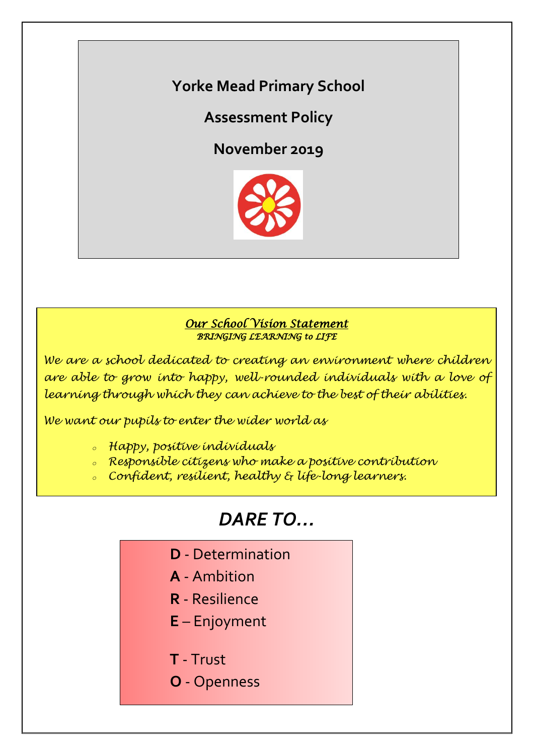# Yorke Mead Primary School

## Assessment Policy

## November 2019

***Our School Vision Statement***
*BRINGING LEARNING to LIFE*

*We are a school dedicated to creating an environment where children are able to grow into happy, well-rounded individuals with a love of learning through which they can achieve to the best of their abilities.*

*We want our pupils to enter the wider world as*

- *Happy, positive individuals*
- *Responsible citizens who make a positive contribution*
- *Confident, resilient, healthy & life-long learners.*

## *DARE TO…*

**D** - Determination
**A** - Ambition
**R** - Resilience
**E** – Enjoyment

**T** - Trust
**O** - Openness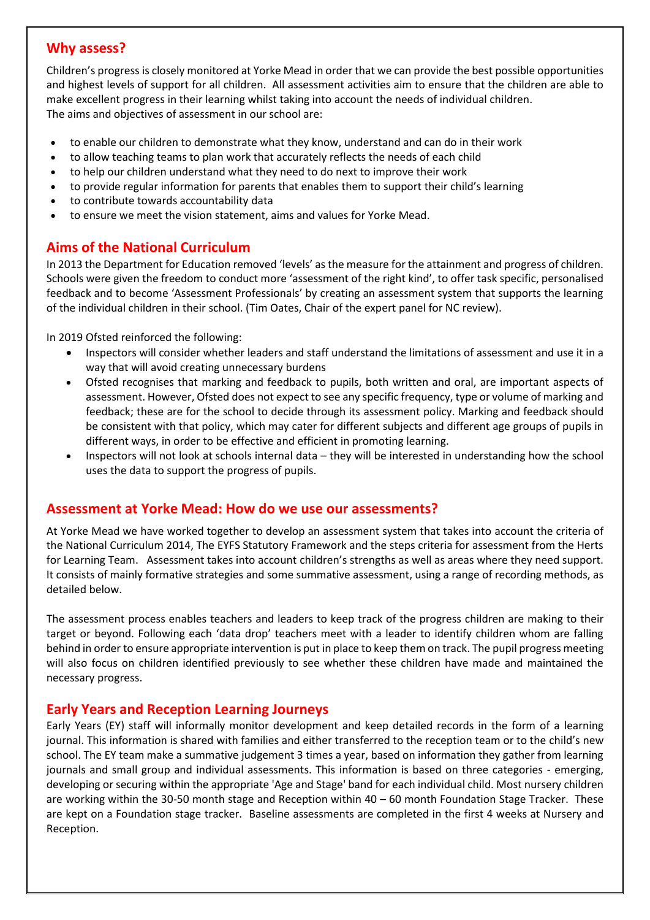## Why assess?

Children's progress is closely monitored at Yorke Mead in order that we can provide the best possible opportunities and highest levels of support for all children. All assessment activities aim to ensure that the children are able to make excellent progress in their learning whilst taking into account the needs of individual children.
The aims and objectives of assessment in our school are:

- to enable our children to demonstrate what they know, understand and can do in their work
- to allow teaching teams to plan work that accurately reflects the needs of each child
- to help our children understand what they need to do next to improve their work
- to provide regular information for parents that enables them to support their child's learning
- to contribute towards accountability data
- to ensure we meet the vision statement, aims and values for Yorke Mead.

## Aims of the National Curriculum

In 2013 the Department for Education removed 'levels' as the measure for the attainment and progress of children. Schools were given the freedom to conduct more 'assessment of the right kind', to offer task specific, personalised feedback and to become 'Assessment Professionals' by creating an assessment system that supports the learning of the individual children in their school. (Tim Oates, Chair of the expert panel for NC review).

In 2019 Ofsted reinforced the following:

- Inspectors will consider whether leaders and staff understand the limitations of assessment and use it in a way that will avoid creating unnecessary burdens
- Ofsted recognises that marking and feedback to pupils, both written and oral, are important aspects of assessment. However, Ofsted does not expect to see any specific frequency, type or volume of marking and feedback; these are for the school to decide through its assessment policy. Marking and feedback should be consistent with that policy, which may cater for different subjects and different age groups of pupils in different ways, in order to be effective and efficient in promoting learning.
- Inspectors will not look at schools internal data – they will be interested in understanding how the school uses the data to support the progress of pupils.

## Assessment at Yorke Mead: How do we use our assessments?

At Yorke Mead we have worked together to develop an assessment system that takes into account the criteria of the National Curriculum 2014, The EYFS Statutory Framework and the steps criteria for assessment from the Herts for Learning Team. Assessment takes into account children's strengths as well as areas where they need support. It consists of mainly formative strategies and some summative assessment, using a range of recording methods, as detailed below.

The assessment process enables teachers and leaders to keep track of the progress children are making to their target or beyond. Following each 'data drop' teachers meet with a leader to identify children whom are falling behind in order to ensure appropriate intervention is put in place to keep them on track. The pupil progress meeting will also focus on children identified previously to see whether these children have made and maintained the necessary progress.

## Early Years and Reception Learning Journeys

Early Years (EY) staff will informally monitor development and keep detailed records in the form of a learning journal. This information is shared with families and either transferred to the reception team or to the child's new school. The EY team make a summative judgement 3 times a year, based on information they gather from learning journals and small group and individual assessments. This information is based on three categories - emerging, developing or securing within the appropriate 'Age and Stage' band for each individual child. Most nursery children are working within the 30-50 month stage and Reception within 40 – 60 month Foundation Stage Tracker. These are kept on a Foundation stage tracker. Baseline assessments are completed in the first 4 weeks at Nursery and Reception.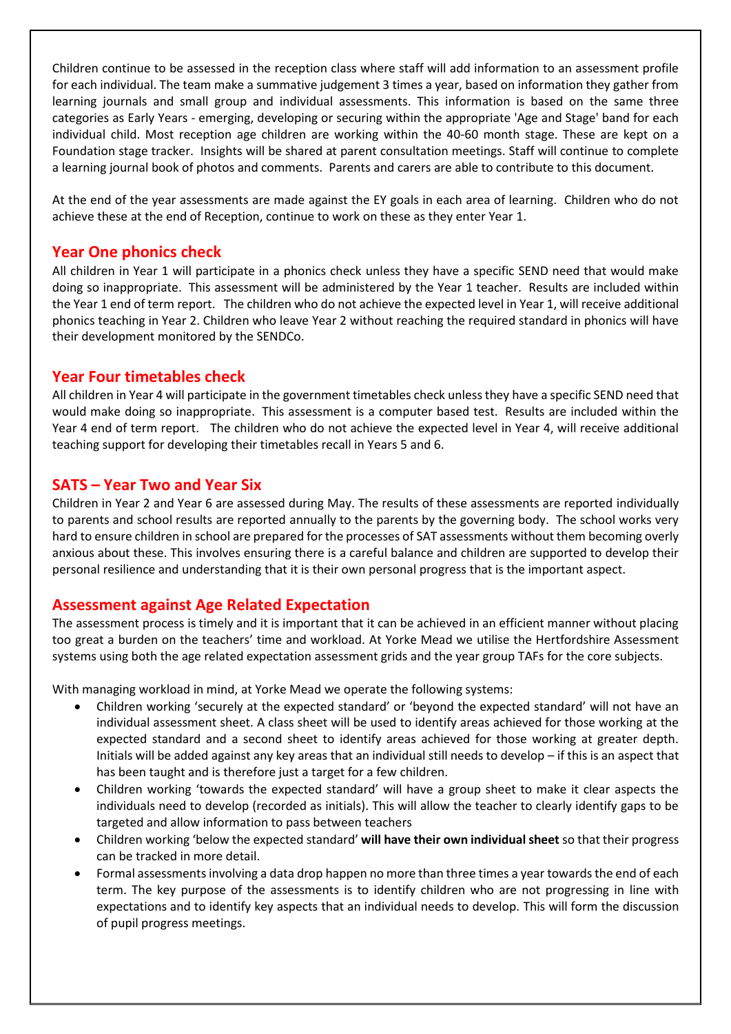Children continue to be assessed in the reception class where staff will add information to an assessment profile for each individual. The team make a summative judgement 3 times a year, based on information they gather from learning journals and small group and individual assessments. This information is based on the same three categories as Early Years - emerging, developing or securing within the appropriate 'Age and Stage' band for each individual child. Most reception age children are working within the 40-60 month stage. These are kept on a Foundation stage tracker. Insights will be shared at parent consultation meetings. Staff will continue to complete a learning journal book of photos and comments. Parents and carers are able to contribute to this document.

At the end of the year assessments are made against the EY goals in each area of learning. Children who do not achieve these at the end of Reception, continue to work on these as they enter Year 1.

## Year One phonics check

All children in Year 1 will participate in a phonics check unless they have a specific SEND need that would make doing so inappropriate. This assessment will be administered by the Year 1 teacher. Results are included within the Year 1 end of term report. The children who do not achieve the expected level in Year 1, will receive additional phonics teaching in Year 2. Children who leave Year 2 without reaching the required standard in phonics will have their development monitored by the SENDCo.

## Year Four timetables check

All children in Year 4 will participate in the government timetables check unless they have a specific SEND need that would make doing so inappropriate. This assessment is a computer based test. Results are included within the Year 4 end of term report. The children who do not achieve the expected level in Year 4, will receive additional teaching support for developing their timetables recall in Years 5 and 6.

## SATS – Year Two and Year Six

Children in Year 2 and Year 6 are assessed during May. The results of these assessments are reported individually to parents and school results are reported annually to the parents by the governing body. The school works very hard to ensure children in school are prepared for the processes of SAT assessments without them becoming overly anxious about these. This involves ensuring there is a careful balance and children are supported to develop their personal resilience and understanding that it is their own personal progress that is the important aspect.

## Assessment against Age Related Expectation

The assessment process is timely and it is important that it can be achieved in an efficient manner without placing too great a burden on the teachers' time and workload. At Yorke Mead we utilise the Hertfordshire Assessment systems using both the age related expectation assessment grids and the year group TAFs for the core subjects.

With managing workload in mind, at Yorke Mead we operate the following systems:

- Children working 'securely at the expected standard' or 'beyond the expected standard' will not have an individual assessment sheet. A class sheet will be used to identify areas achieved for those working at the expected standard and a second sheet to identify areas achieved for those working at greater depth. Initials will be added against any key areas that an individual still needs to develop – if this is an aspect that has been taught and is therefore just a target for a few children.
- Children working 'towards the expected standard' will have a group sheet to make it clear aspects the individuals need to develop (recorded as initials). This will allow the teacher to clearly identify gaps to be targeted and allow information to pass between teachers
- Children working 'below the expected standard' **will have their own individual sheet** so that their progress can be tracked in more detail.
- Formal assessments involving a data drop happen no more than three times a year towards the end of each term. The key purpose of the assessments is to identify children who are not progressing in line with expectations and to identify key aspects that an individual needs to develop. This will form the discussion of pupil progress meetings.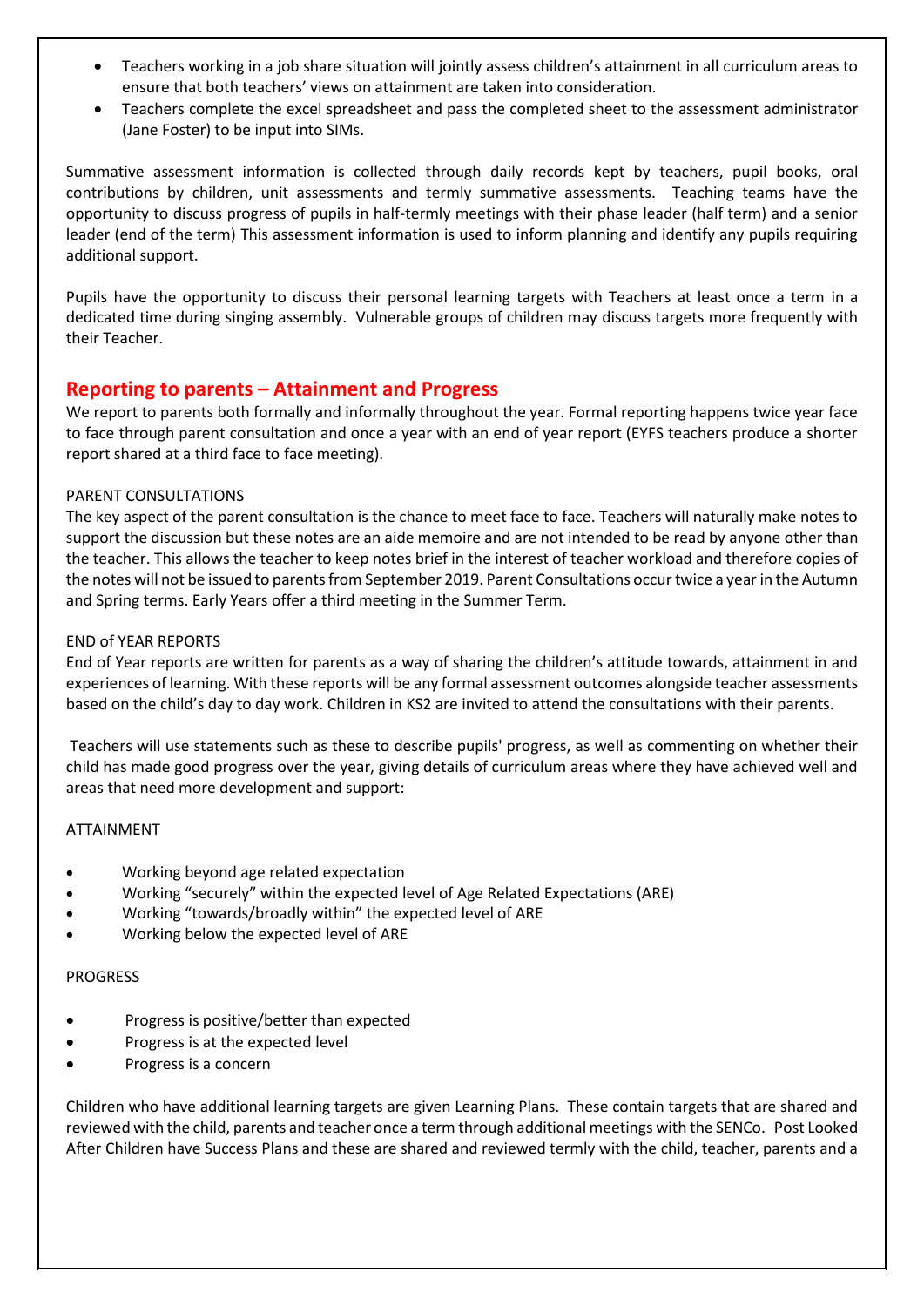- Teachers working in a job share situation will jointly assess children's attainment in all curriculum areas to ensure that both teachers' views on attainment are taken into consideration.
- Teachers complete the excel spreadsheet and pass the completed sheet to the assessment administrator (Jane Foster) to be input into SIMs.

Summative assessment information is collected through daily records kept by teachers, pupil books, oral contributions by children, unit assessments and termly summative assessments. Teaching teams have the opportunity to discuss progress of pupils in half-termly meetings with their phase leader (half term) and a senior leader (end of the term) This assessment information is used to inform planning and identify any pupils requiring additional support.

Pupils have the opportunity to discuss their personal learning targets with Teachers at least once a term in a dedicated time during singing assembly. Vulnerable groups of children may discuss targets more frequently with their Teacher.

## Reporting to parents – Attainment and Progress

We report to parents both formally and informally throughout the year. Formal reporting happens twice year face to face through parent consultation and once a year with an end of year report (EYFS teachers produce a shorter report shared at a third face to face meeting).

PARENT CONSULTATIONS

The key aspect of the parent consultation is the chance to meet face to face. Teachers will naturally make notes to support the discussion but these notes are an aide memoire and are not intended to be read by anyone other than the teacher. This allows the teacher to keep notes brief in the interest of teacher workload and therefore copies of the notes will not be issued to parents from September 2019. Parent Consultations occur twice a year in the Autumn and Spring terms. Early Years offer a third meeting in the Summer Term.

END of YEAR REPORTS

End of Year reports are written for parents as a way of sharing the children's attitude towards, attainment in and experiences of learning. With these reports will be any formal assessment outcomes alongside teacher assessments based on the child's day to day work. Children in KS2 are invited to attend the consultations with their parents.

Teachers will use statements such as these to describe pupils' progress, as well as commenting on whether their child has made good progress over the year, giving details of curriculum areas where they have achieved well and areas that need more development and support:

ATTAINMENT

- Working beyond age related expectation
- Working "securely" within the expected level of Age Related Expectations (ARE)
- Working "towards/broadly within" the expected level of ARE
- Working below the expected level of ARE

PROGRESS

- Progress is positive/better than expected
- Progress is at the expected level
- Progress is a concern

Children who have additional learning targets are given Learning Plans. These contain targets that are shared and reviewed with the child, parents and teacher once a term through additional meetings with the SENCo. Post Looked After Children have Success Plans and these are shared and reviewed termly with the child, teacher, parents and a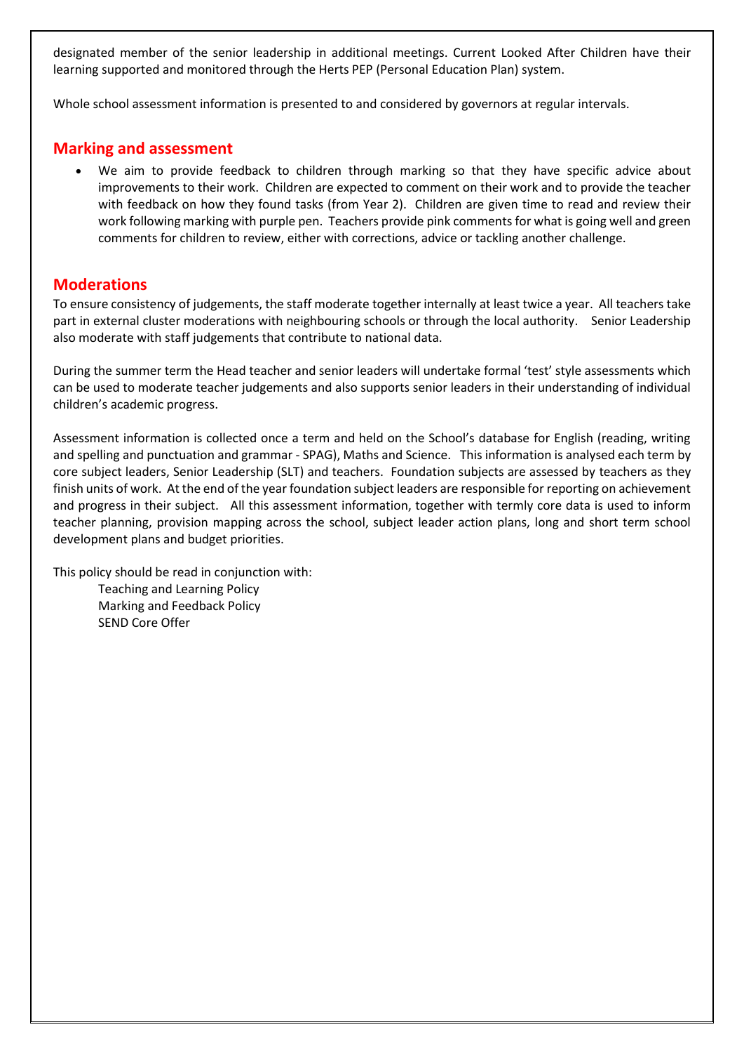designated member of the senior leadership in additional meetings. Current Looked After Children have their learning supported and monitored through the Herts PEP (Personal Education Plan) system.

Whole school assessment information is presented to and considered by governors at regular intervals.

## Marking and assessment

- We aim to provide feedback to children through marking so that they have specific advice about improvements to their work. Children are expected to comment on their work and to provide the teacher with feedback on how they found tasks (from Year 2). Children are given time to read and review their work following marking with purple pen. Teachers provide pink comments for what is going well and green comments for children to review, either with corrections, advice or tackling another challenge.

## Moderations

To ensure consistency of judgements, the staff moderate together internally at least twice a year. All teachers take part in external cluster moderations with neighbouring schools or through the local authority. Senior Leadership also moderate with staff judgements that contribute to national data.

During the summer term the Head teacher and senior leaders will undertake formal 'test' style assessments which can be used to moderate teacher judgements and also supports senior leaders in their understanding of individual children's academic progress.

Assessment information is collected once a term and held on the School's database for English (reading, writing and spelling and punctuation and grammar - SPAG), Maths and Science. This information is analysed each term by core subject leaders, Senior Leadership (SLT) and teachers. Foundation subjects are assessed by teachers as they finish units of work. At the end of the year foundation subject leaders are responsible for reporting on achievement and progress in their subject. All this assessment information, together with termly core data is used to inform teacher planning, provision mapping across the school, subject leader action plans, long and short term school development plans and budget priorities.

This policy should be read in conjunction with:

Teaching and Learning Policy
Marking and Feedback Policy
SEND Core Offer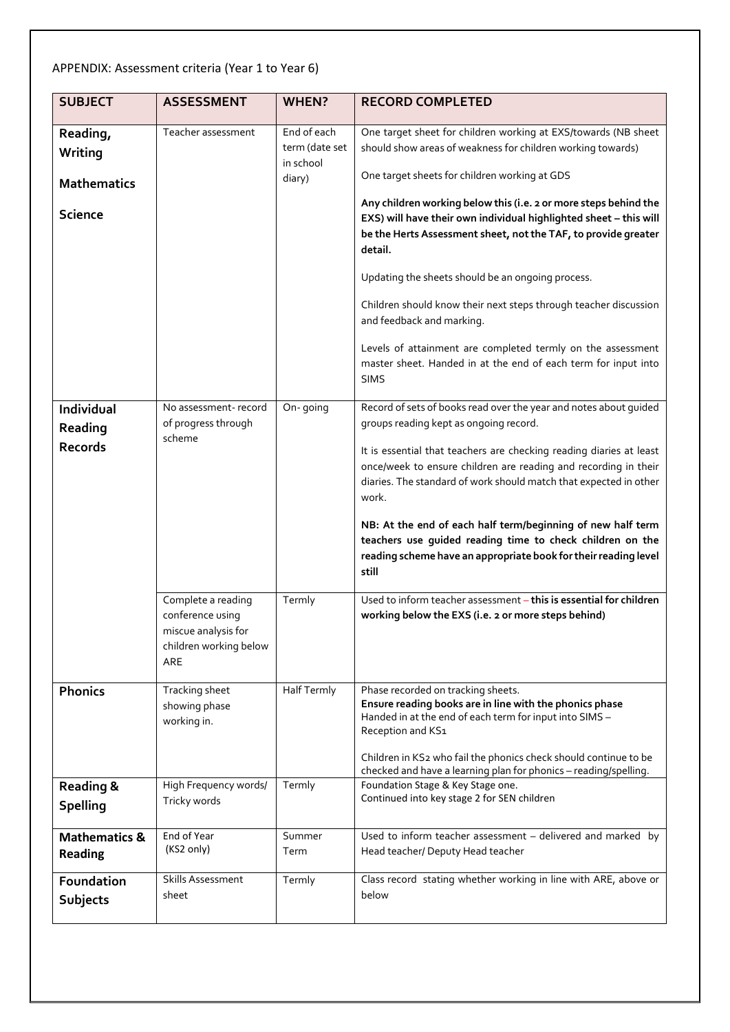APPENDIX: Assessment criteria (Year 1 to Year 6)

| SUBJECT | ASSESSMENT | WHEN? | RECORD COMPLETED |
|---|---|---|---|
| **Reading, Writing**<br><br>**Mathematics**<br><br>**Science** | Teacher assessment | End of each term (date set in school diary) | One target sheet for children working at EXS/towards (NB sheet should show areas of weakness for children working towards)<br><br>One target sheets for children working at GDS<br><br>**Any children working below this (i.e. 2 or more steps behind the EXS) will have their own individual highlighted sheet – this will be the Herts Assessment sheet, not the TAF, to provide greater detail.**<br><br>Updating the sheets should be an ongoing process.<br><br>Children should know their next steps through teacher discussion and feedback and marking.<br><br>Levels of attainment are completed termly on the assessment master sheet. Handed in at the end of each term for input into SIMS |
| **Individual Reading Records** | No assessment- record of progress through scheme | On- going | Record of sets of books read over the year and notes about guided groups reading kept as ongoing record.<br><br>It is essential that teachers are checking reading diaries at least once/week to ensure children are reading and recording in their diaries. The standard of work should match that expected in other work.<br><br>**NB: At the end of each half term/beginning of new half term teachers use guided reading time to check children on the reading scheme have an appropriate book for their reading level still** |
| | Complete a reading conference using miscue analysis for children working below ARE | Termly | Used to inform teacher assessment – **this is essential for children working below the EXS (i.e. 2 or more steps behind)** |
| **Phonics** | Tracking sheet showing phase working in. | Half Termly | Phase recorded on tracking sheets.<br>**Ensure reading books are in line with the phonics phase**<br>Handed in at the end of each term for input into SIMS – Reception and KS1<br><br>Children in KS2 who fail the phonics check should continue to be checked and have a learning plan for phonics – reading/spelling. |
| **Reading & Spelling** | High Frequency words/ Tricky words | Termly | Foundation Stage & Key Stage one.<br>Continued into key stage 2 for SEN children |
| **Mathematics & Reading** | End of Year (KS2 only) | Summer Term | Used to inform teacher assessment – delivered and marked by Head teacher/ Deputy Head teacher |
| **Foundation Subjects** | Skills Assessment sheet | Termly | Class record stating whether working in line with ARE, above or below |